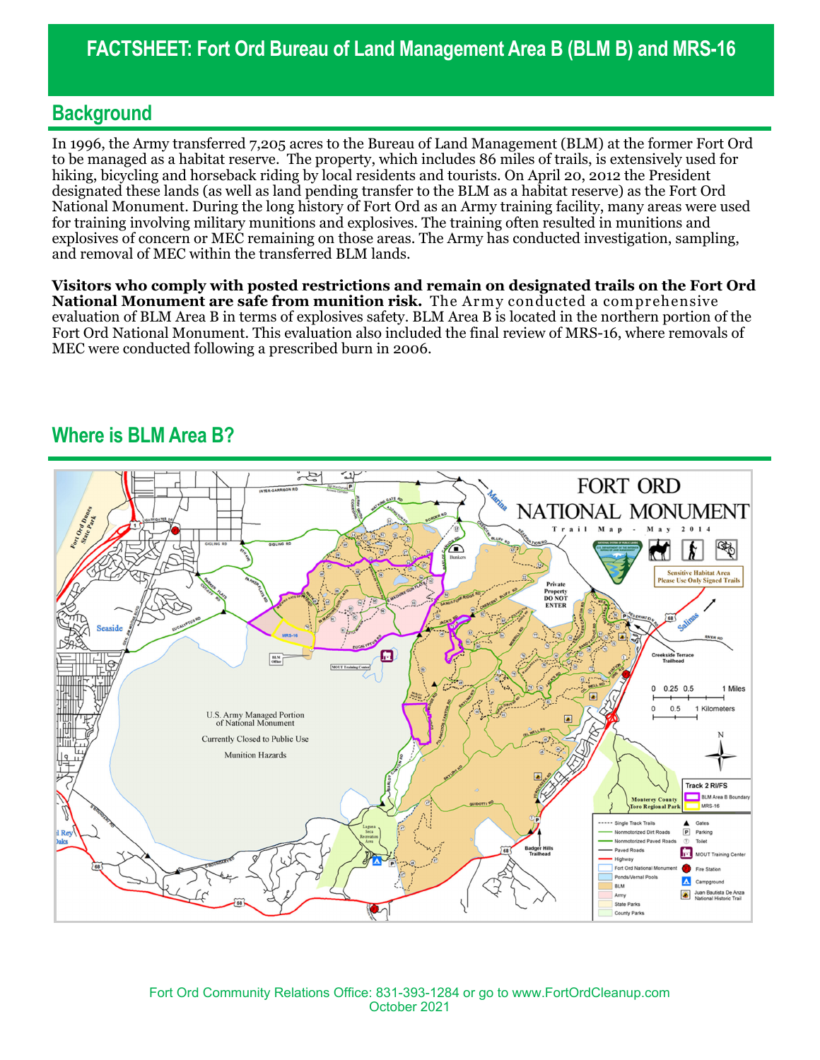# FACTSHEET: Fort Ord Bureau of Land Management Area B (BLM B) and MRS-16

## Background

In 1996, the Army transferred 7,205 acres to the Bureau of Land Management (BLM) at the former Fort Ord to be managed as a habitat reserve. The property, which includes 86 miles of trails, is extensively used for hiking, bicycling and horseback riding by local residents and tourists. On April 20, 2012 the President designated these lands (as well as land pending transfer to the BLM as a habitat reserve) as the Fort Ord National Monument. During the long history of Fort Ord as an Army training facility, many areas were used for training involving military munitions and explosives. The training often resulted in munitions and explosives of concern or MEC remaining on those areas. The Army has conducted investigation, sampling, and removal of MEC within the transferred BLM lands.

**Visitors who comply with posted restrictions and remain on designated trails on the Fort Ord National Monument are safe from munition risk.** The Army conducted a comprehensive evaluation of BLM Area B in terms of explosives safety. BLM Area B is located in the northern portion of the Fort Ord National Monument. This evaluation also included the final review of MRS-16, where removals of MEC were conducted following a prescribed burn in 2006.

## Where is BLM Area B?

Fort Ord Community Relations Office: 831-393-1284 or go to www.FortOrdCleanup.com
October 2021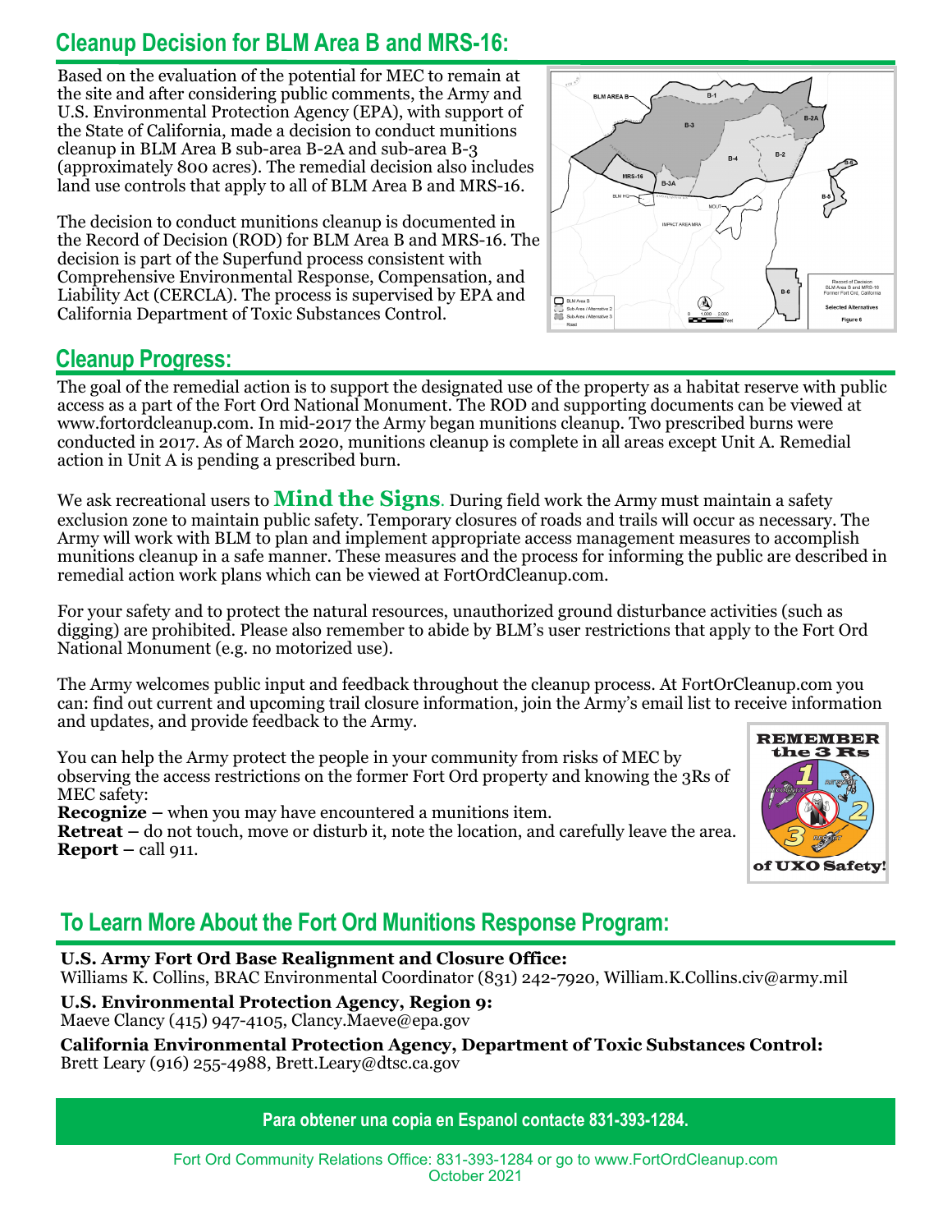## Cleanup Decision for BLM Area B and MRS-16:

Based on the evaluation of the potential for MEC to remain at the site and after considering public comments, the Army and U.S. Environmental Protection Agency (EPA), with support of the State of California, made a decision to conduct munitions cleanup in BLM Area B sub-area B-2A and sub-area B-3 (approximately 800 acres). The remedial decision also includes land use controls that apply to all of BLM Area B and MRS-16.

The decision to conduct munitions cleanup is documented in the Record of Decision (ROD) for BLM Area B and MRS-16. The decision is part of the Superfund process consistent with Comprehensive Environmental Response, Compensation, and Liability Act (CERCLA). The process is supervised by EPA and California Department of Toxic Substances Control.

## Cleanup Progress:

The goal of the remedial action is to support the designated use of the property as a habitat reserve with public access as a part of the Fort Ord National Monument. The ROD and supporting documents can be viewed at www.fortordcleanup.com. In mid-2017 the Army began munitions cleanup. Two prescribed burns were conducted in 2017. As of March 2020, munitions cleanup is complete in all areas except Unit A. Remedial action in Unit A is pending a prescribed burn.

We ask recreational users to **Mind the Signs**. During field work the Army must maintain a safety exclusion zone to maintain public safety. Temporary closures of roads and trails will occur as necessary. The Army will work with BLM to plan and implement appropriate access management measures to accomplish munitions cleanup in a safe manner. These measures and the process for informing the public are described in remedial action work plans which can be viewed at FortOrdCleanup.com.

For your safety and to protect the natural resources, unauthorized ground disturbance activities (such as digging) are prohibited. Please also remember to abide by BLM's user restrictions that apply to the Fort Ord National Monument (e.g. no motorized use).

The Army welcomes public input and feedback throughout the cleanup process. At FortOrCleanup.com you can: find out current and upcoming trail closure information, join the Army's email list to receive information and updates, and provide feedback to the Army.

You can help the Army protect the people in your community from risks of MEC by observing the access restrictions on the former Fort Ord property and knowing the 3Rs of MEC safety:

**Recognize** – when you may have encountered a munitions item.
**Retreat** – do not touch, move or disturb it, note the location, and carefully leave the area.
**Report** – call 911.

REMEMBER the 3 Rs of UXO Safety!

## To Learn More About the Fort Ord Munitions Response Program:

**U.S. Army Fort Ord Base Realignment and Closure Office:**
Williams K. Collins, BRAC Environmental Coordinator (831) 242-7920, William.K.Collins.civ@army.mil

**U.S. Environmental Protection Agency, Region 9:**
Maeve Clancy (415) 947-4105, Clancy.Maeve@epa.gov

**California Environmental Protection Agency, Department of Toxic Substances Control:**
Brett Leary (916) 255-4988, Brett.Leary@dtsc.ca.gov

**Para obtener una copia en Espanol contacte 831-393-1284.**

Fort Ord Community Relations Office: 831-393-1284 or go to www.FortOrdCleanup.com
October 2021